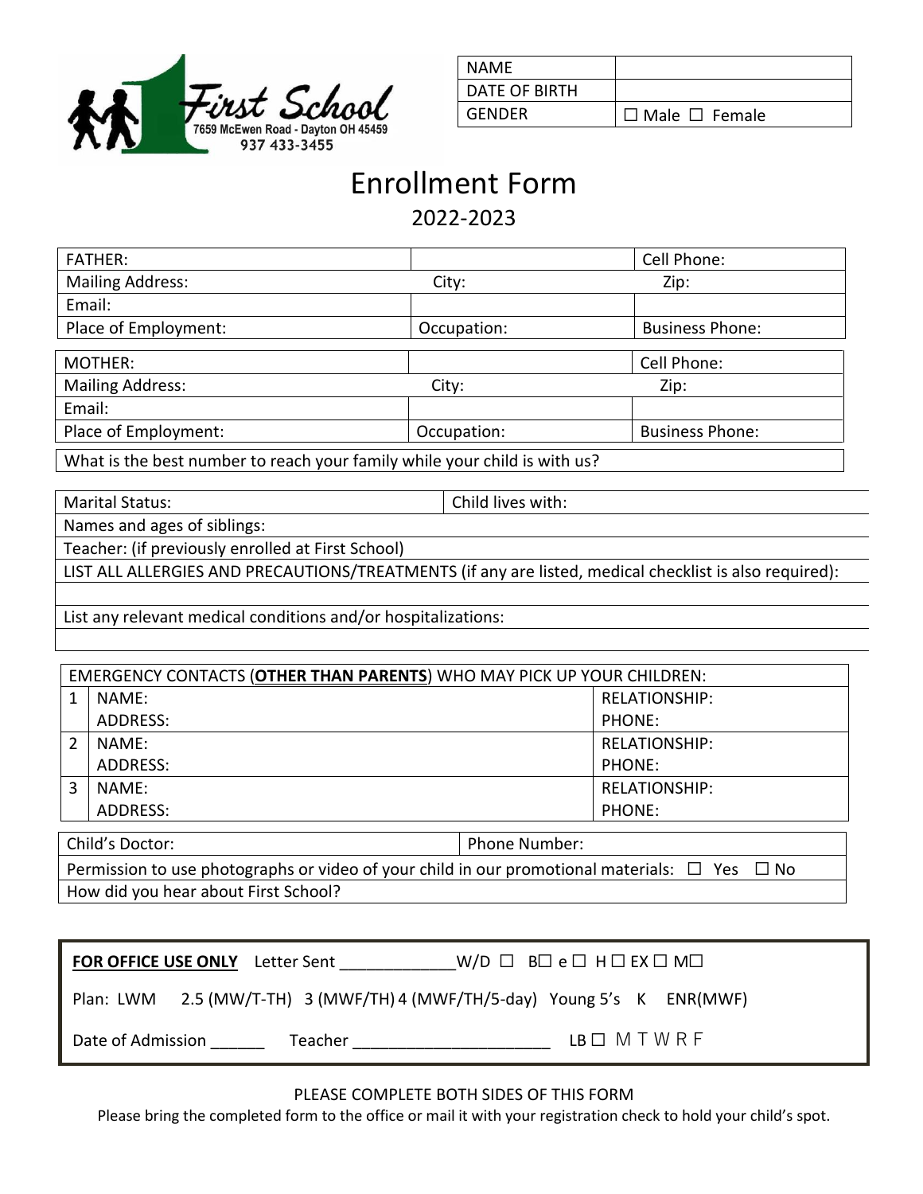First School
7659 McEwen Road - Dayton OH 45459
937 433-3455

| NAME | |
|---|---|
| DATE OF BIRTH | |
| GENDER | ☐ Male ☐ Female |

# Enrollment Form

## 2022-2023

| FATHER: | | Cell Phone: |
|---|---|---|
| Mailing Address: | City: | Zip: |
| Email: | | |
| Place of Employment: | Occupation: | Business Phone: |

| MOTHER: | | Cell Phone: |
|---|---|---|
| Mailing Address: | City: | Zip: |
| Email: | | |
| Place of Employment: | Occupation: | Business Phone: |

| What is the best number to reach your family while your child is with us? |
|---|

| Marital Status: | Child lives with: |
|---|---|
| Names and ages of siblings: | |
| Teacher: (if previously enrolled at First School) | |
| LIST ALL ALLERGIES AND PRECAUTIONS/TREATMENTS (if any are listed, medical checklist is also required): | |
| | |
| List any relevant medical conditions and/or hospitalizations: | |
| | |

| EMERGENCY CONTACTS (**OTHER THAN PARENTS**) WHO MAY PICK UP YOUR CHILDREN: | | |
|---|---|---|
| 1 | NAME:<br>ADDRESS: | RELATIONSHIP:<br>PHONE: |
| 2 | NAME:<br>ADDRESS: | RELATIONSHIP:<br>PHONE: |
| 3 | NAME:<br>ADDRESS: | RELATIONSHIP:<br>PHONE: |

| Child's Doctor: | Phone Number: |
|---|---|
| Permission to use photographs or video of your child in our promotional materials: ☐ Yes ☐ No | |
| How did you hear about First School? | |

**FOR OFFICE USE ONLY** Letter Sent ____________W/D ☐ B☐ e ☐ H ☐ EX ☐ M☐

Plan: LWM 2.5 (MW/T-TH) 3 (MWF/TH) 4 (MWF/TH/5-day) Young 5's K ENR(MWF)

Date of Admission ______ Teacher _____________________ LB ☐ M T W R F

PLEASE COMPLETE BOTH SIDES OF THIS FORM

Please bring the completed form to the office or mail it with your registration check to hold your child's spot.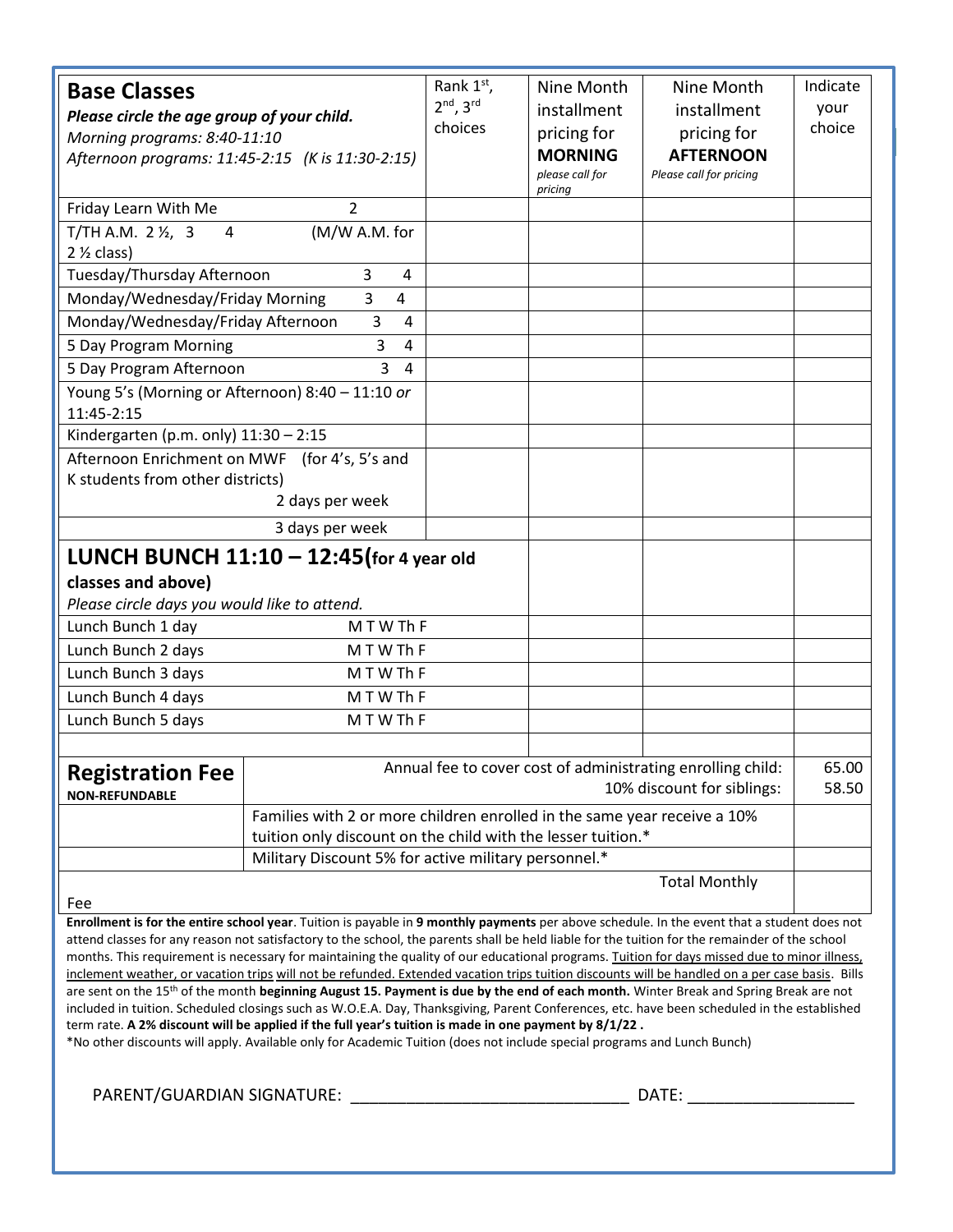| **Base Classes**<br>***Please circle the age group of your child.***<br>*Morning programs: 8:40-11:10*<br>*Afternoon programs: 11:45-2:15 (K is 11:30-2:15)* | Rank 1st, 2nd, 3rd choices | Nine Month installment pricing for **MORNING** *please call for pricing* | Nine Month installment pricing for **AFTERNOON** *Please call for pricing* | Indicate your choice |
|---|---|---|---|---|
| Friday Learn With Me 2 | | | | |
| T/TH A.M. 2 ½, 3 4 (M/W A.M. for 2 ½ class) | | | | |
| Tuesday/Thursday Afternoon 3 4 | | | | |
| Monday/Wednesday/Friday Morning 3 4 | | | | |
| Monday/Wednesday/Friday Afternoon 3 4 | | | | |
| 5 Day Program Morning 3 4 | | | | |
| 5 Day Program Afternoon 3 4 | | | | |
| Young 5's (Morning or Afternoon) 8:40 – 11:10 *or* 11:45-2:15 | | | | |
| Kindergarten (p.m. only) 11:30 – 2:15 | | | | |
| Afternoon Enrichment on MWF (for 4's, 5's and K students from other districts) 2 days per week | | | | |
| 3 days per week | | | | |
| **LUNCH BUNCH 11:10 – 12:45(for 4 year old classes and above)**<br>*Please circle days you would like to attend.* | | | | |
| Lunch Bunch 1 day M T W Th F | | | | |
| Lunch Bunch 2 days M T W Th F | | | | |
| Lunch Bunch 3 days M T W Th F | | | | |
| Lunch Bunch 4 days M T W Th F | | | | |
| Lunch Bunch 5 days M T W Th F | | | | |
| | | | | |

| | | |
|---|---|---|
| **Registration Fee**<br>**NON-REFUNDABLE** | Annual fee to cover cost of administrating enrolling child:<br>10% discount for siblings: | 65.00<br>58.50 |
| | Families with 2 or more children enrolled in the same year receive a 10% tuition only discount on the child with the lesser tuition.* | |
| | Military Discount 5% for active military personnel.* | |
| Fee | Total Monthly | |

**Enrollment is for the entire school year**. Tuition is payable in **9 monthly payments** per above schedule. In the event that a student does not attend classes for any reason not satisfactory to the school, the parents shall be held liable for the tuition for the remainder of the school months. This requirement is necessary for maintaining the quality of our educational programs. Tuition for days missed due to minor illness, inclement weather, or vacation trips will not be refunded. Extended vacation trips tuition discounts will be handled on a per case basis. Bills are sent on the 15th of the month **beginning August 15. Payment is due by the end of each month.** Winter Break and Spring Break are not included in tuition. Scheduled closings such as W.O.E.A. Day, Thanksgiving, Parent Conferences, etc. have been scheduled in the established term rate. **A 2% discount will be applied if the full year's tuition is made in one payment by 8/1/22 .**

*No other discounts will apply. Available only for Academic Tuition (does not include special programs and Lunch Bunch)

PARENT/GUARDIAN SIGNATURE: ______________________________ DATE: __________________